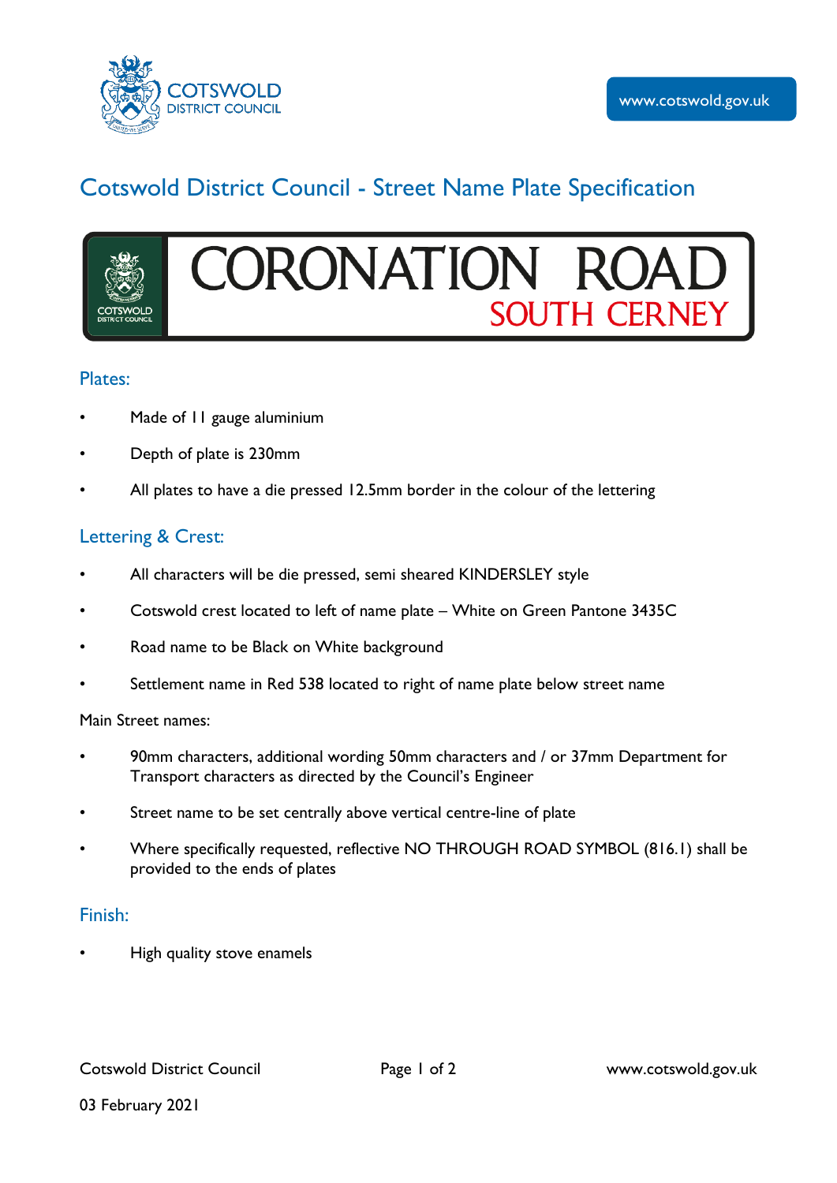# Cotswold District Council - Street Name Plate Specification

## Plates:

- Made of 11 gauge aluminium
- Depth of plate is 230mm
- All plates to have a die pressed 12.5mm border in the colour of the lettering

## Lettering & Crest:

- All characters will be die pressed, semi sheared KINDERSLEY style
- Cotswold crest located to left of name plate – White on Green Pantone 3435C
- Road name to be Black on White background
- Settlement name in Red 538 located to right of name plate below street name

Main Street names:

- 90mm characters, additional wording 50mm characters and / or 37mm Department for Transport characters as directed by the Council's Engineer
- Street name to be set centrally above vertical centre-line of plate
- Where specifically requested, reflective NO THROUGH ROAD SYMBOL (816.1) shall be provided to the ends of plates

## Finish:

- High quality stove enamels

03 February 2021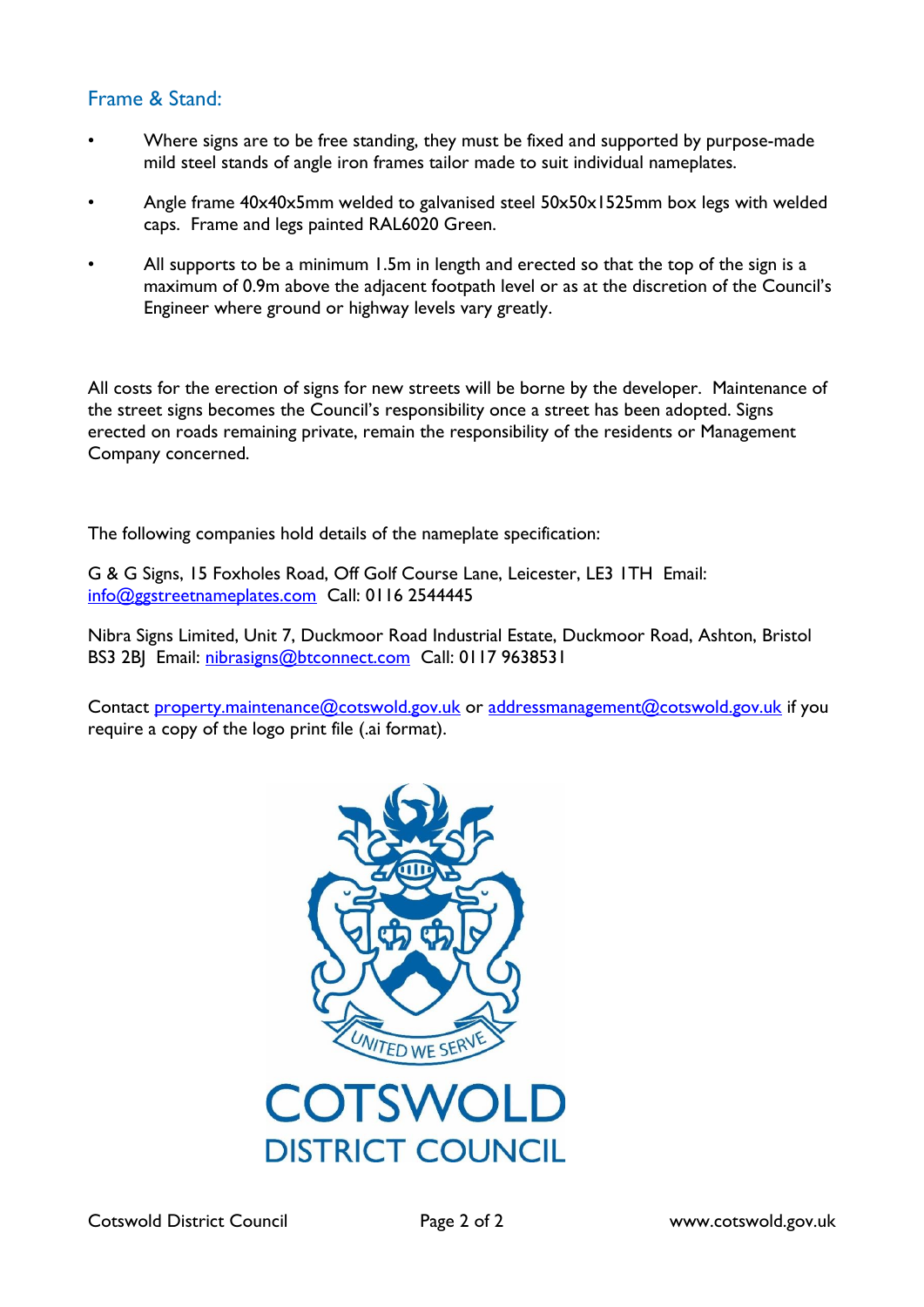## Frame & Stand:

- Where signs are to be free standing, they must be fixed and supported by purpose-made mild steel stands of angle iron frames tailor made to suit individual nameplates.
- Angle frame 40x40x5mm welded to galvanised steel 50x50x1525mm box legs with welded caps. Frame and legs painted RAL6020 Green.
- All supports to be a minimum 1.5m in length and erected so that the top of the sign is a maximum of 0.9m above the adjacent footpath level or as at the discretion of the Council's Engineer where ground or highway levels vary greatly.

All costs for the erection of signs for new streets will be borne by the developer. Maintenance of the street signs becomes the Council's responsibility once a street has been adopted. Signs erected on roads remaining private, remain the responsibility of the residents or Management Company concerned.

The following companies hold details of the nameplate specification:

G & G Signs, 15 Foxholes Road, Off Golf Course Lane, Leicester, LE3 1TH Email: info@ggstreetnameplates.com Call: 0116 2544445

Nibra Signs Limited, Unit 7, Duckmoor Road Industrial Estate, Duckmoor Road, Ashton, Bristol BS3 2BJ Email: nibrasigns@btconnect.com Call: 0117 9638531

Contact property.maintenance@cotswold.gov.uk or addressmanagement@cotswold.gov.uk if you require a copy of the logo print file (.ai format).

UNITED WE SERVE

COTSWOLD
DISTRICT COUNCIL